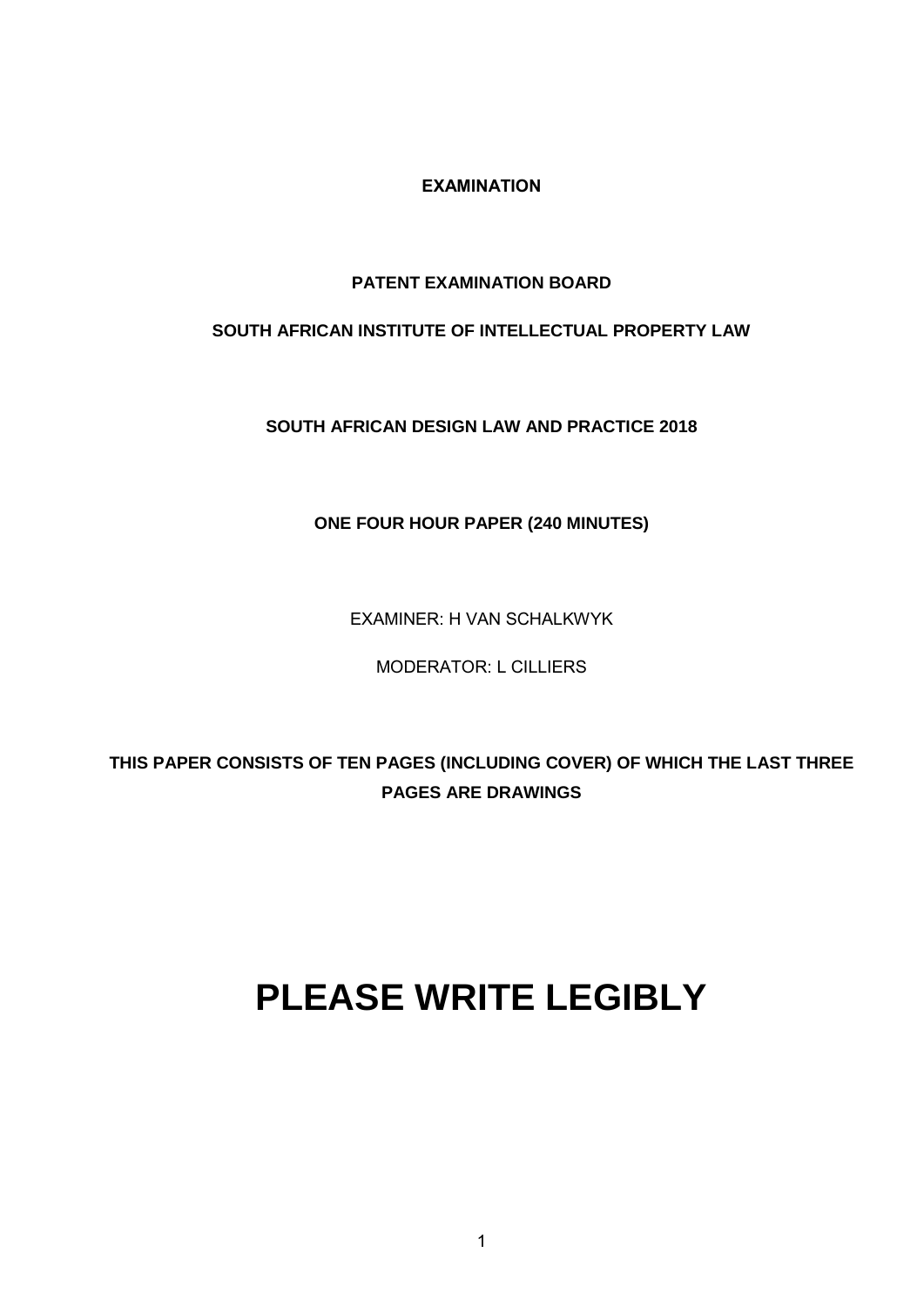**EXAMINATION**

**PATENT EXAMINATION BOARD**

**SOUTH AFRICAN INSTITUTE OF INTELLECTUAL PROPERTY LAW**

**SOUTH AFRICAN DESIGN LAW AND PRACTICE 2018**

**ONE FOUR HOUR PAPER (240 MINUTES)**

EXAMINER: H VAN SCHALKWYK

MODERATOR: L CILLIERS

**THIS PAPER CONSISTS OF TEN PAGES (INCLUDING COVER) OF WHICH THE LAST THREE PAGES ARE DRAWINGS**

# PLEASE WRITE LEGIBLY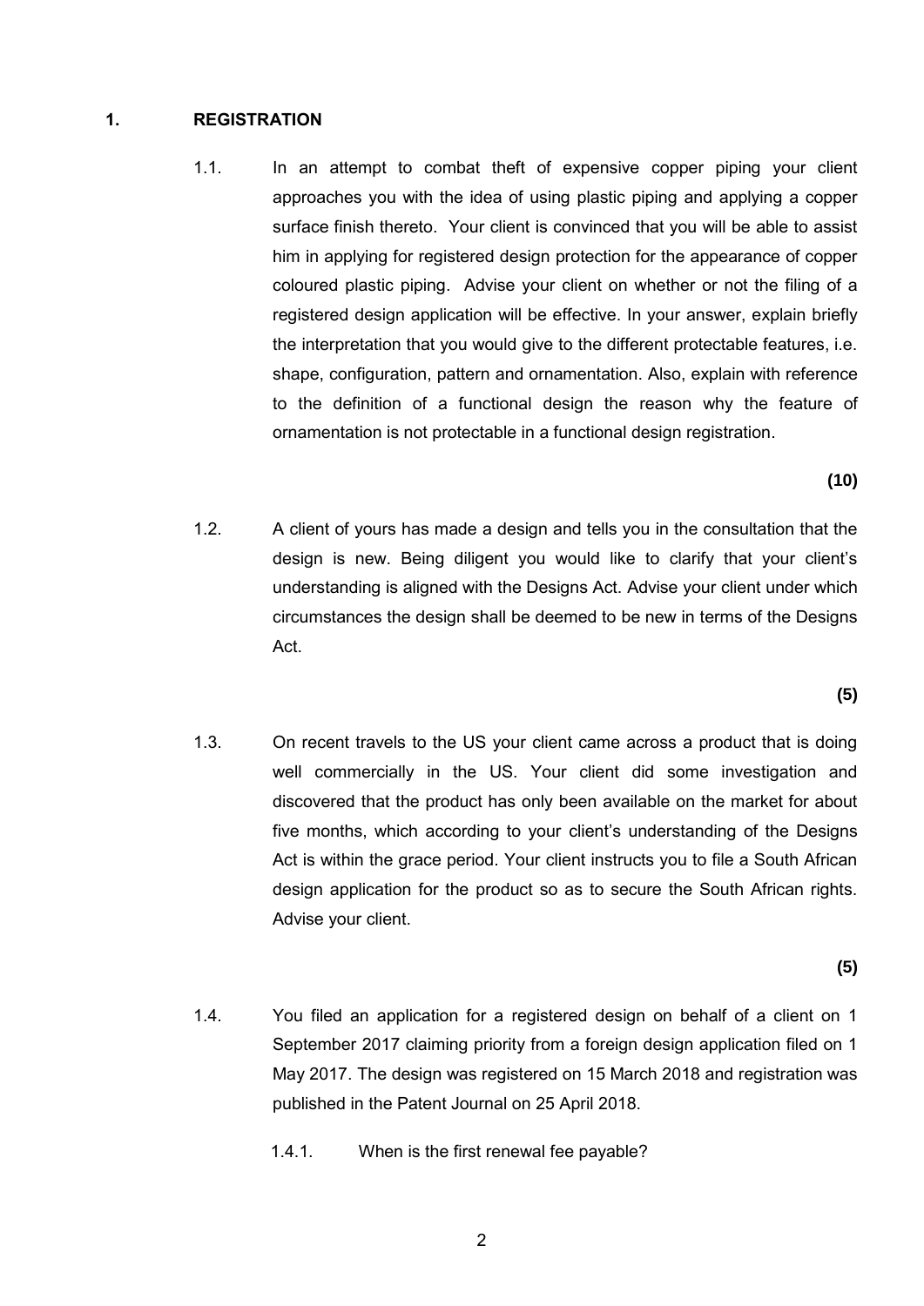## 1. REGISTRATION

1.1. In an attempt to combat theft of expensive copper piping your client approaches you with the idea of using plastic piping and applying a copper surface finish thereto. Your client is convinced that you will be able to assist him in applying for registered design protection for the appearance of copper coloured plastic piping. Advise your client on whether or not the filing of a registered design application will be effective. In your answer, explain briefly the interpretation that you would give to the different protectable features, i.e. shape, configuration, pattern and ornamentation. Also, explain with reference to the definition of a functional design the reason why the feature of ornamentation is not protectable in a functional design registration.

**(10)**

1.2. A client of yours has made a design and tells you in the consultation that the design is new. Being diligent you would like to clarify that your client's understanding is aligned with the Designs Act. Advise your client under which circumstances the design shall be deemed to be new in terms of the Designs Act.

**(5)**

1.3. On recent travels to the US your client came across a product that is doing well commercially in the US. Your client did some investigation and discovered that the product has only been available on the market for about five months, which according to your client's understanding of the Designs Act is within the grace period. Your client instructs you to file a South African design application for the product so as to secure the South African rights. Advise your client.

**(5)**

1.4. You filed an application for a registered design on behalf of a client on 1 September 2017 claiming priority from a foreign design application filed on 1 May 2017. The design was registered on 15 March 2018 and registration was published in the Patent Journal on 25 April 2018.

1.4.1. When is the first renewal fee payable?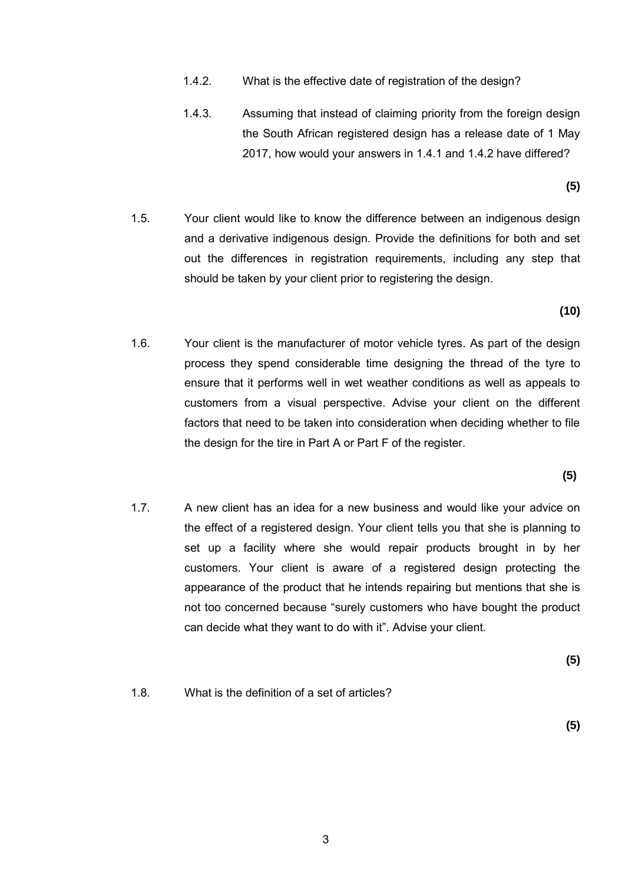1.4.2. What is the effective date of registration of the design?

1.4.3. Assuming that instead of claiming priority from the foreign design the South African registered design has a release date of 1 May 2017, how would your answers in 1.4.1 and 1.4.2 have differed?

**(5)**

1.5. Your client would like to know the difference between an indigenous design and a derivative indigenous design. Provide the definitions for both and set out the differences in registration requirements, including any step that should be taken by your client prior to registering the design.

**(10)**

1.6. Your client is the manufacturer of motor vehicle tyres. As part of the design process they spend considerable time designing the thread of the tyre to ensure that it performs well in wet weather conditions as well as appeals to customers from a visual perspective. Advise your client on the different factors that need to be taken into consideration when deciding whether to file the design for the tire in Part A or Part F of the register.

**(5)**

1.7. A new client has an idea for a new business and would like your advice on the effect of a registered design. Your client tells you that she is planning to set up a facility where she would repair products brought in by her customers. Your client is aware of a registered design protecting the appearance of the product that he intends repairing but mentions that she is not too concerned because "surely customers who have bought the product can decide what they want to do with it". Advise your client.

**(5)**

1.8. What is the definition of a set of articles?

**(5)**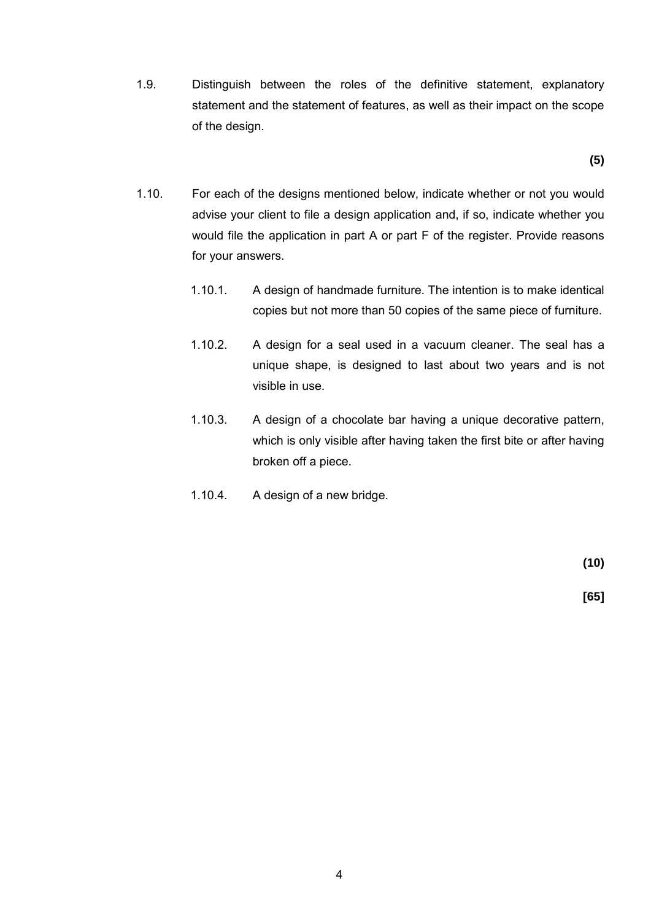1.9. Distinguish between the roles of the definitive statement, explanatory statement and the statement of features, as well as their impact on the scope of the design.

**(5)**

1.10. For each of the designs mentioned below, indicate whether or not you would advise your client to file a design application and, if so, indicate whether you would file the application in part A or part F of the register. Provide reasons for your answers.

1.10.1. A design of handmade furniture. The intention is to make identical copies but not more than 50 copies of the same piece of furniture.

1.10.2. A design for a seal used in a vacuum cleaner. The seal has a unique shape, is designed to last about two years and is not visible in use.

1.10.3. A design of a chocolate bar having a unique decorative pattern, which is only visible after having taken the first bite or after having broken off a piece.

1.10.4. A design of a new bridge.

**(10)**

**[65]**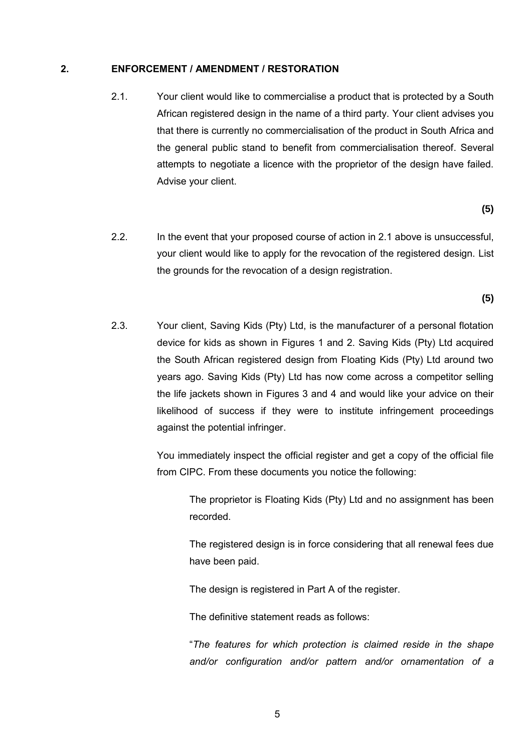## 2. ENFORCEMENT / AMENDMENT / RESTORATION

2.1. Your client would like to commercialise a product that is protected by a South African registered design in the name of a third party. Your client advises you that there is currently no commercialisation of the product in South Africa and the general public stand to benefit from commercialisation thereof. Several attempts to negotiate a licence with the proprietor of the design have failed. Advise your client.

**(5)**

2.2. In the event that your proposed course of action in 2.1 above is unsuccessful, your client would like to apply for the revocation of the registered design. List the grounds for the revocation of a design registration.

**(5)**

2.3. Your client, Saving Kids (Pty) Ltd, is the manufacturer of a personal flotation device for kids as shown in Figures 1 and 2. Saving Kids (Pty) Ltd acquired the South African registered design from Floating Kids (Pty) Ltd around two years ago. Saving Kids (Pty) Ltd has now come across a competitor selling the life jackets shown in Figures 3 and 4 and would like your advice on their likelihood of success if they were to institute infringement proceedings against the potential infringer.

You immediately inspect the official register and get a copy of the official file from CIPC. From these documents you notice the following:

The proprietor is Floating Kids (Pty) Ltd and no assignment has been recorded.

The registered design is in force considering that all renewal fees due have been paid.

The design is registered in Part A of the register.

The definitive statement reads as follows:

"*The features for which protection is claimed reside in the shape and/or configuration and/or pattern and/or ornamentation of a*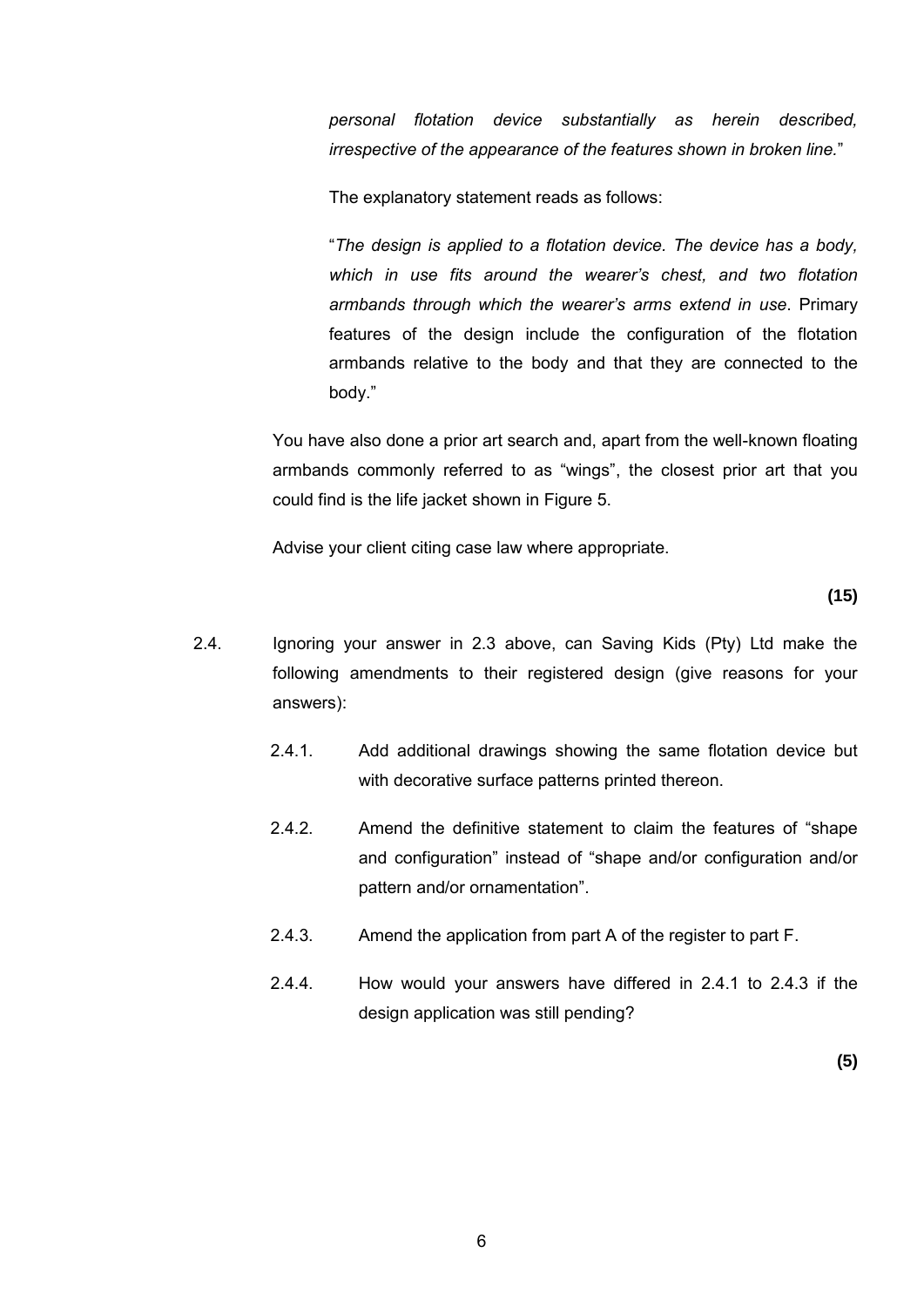*personal flotation device substantially as herein described, irrespective of the appearance of the features shown in broken line.*"

The explanatory statement reads as follows:

"*The design is applied to a flotation device. The device has a body, which in use fits around the wearer's chest, and two flotation armbands through which the wearer's arms extend in use*. Primary features of the design include the configuration of the flotation armbands relative to the body and that they are connected to the body."

You have also done a prior art search and, apart from the well-known floating armbands commonly referred to as "wings", the closest prior art that you could find is the life jacket shown in Figure 5.

Advise your client citing case law where appropriate.

**(15)**

2.4. Ignoring your answer in 2.3 above, can Saving Kids (Pty) Ltd make the following amendments to their registered design (give reasons for your answers):

2.4.1. Add additional drawings showing the same flotation device but with decorative surface patterns printed thereon.

2.4.2. Amend the definitive statement to claim the features of "shape and configuration" instead of "shape and/or configuration and/or pattern and/or ornamentation".

2.4.3. Amend the application from part A of the register to part F.

2.4.4. How would your answers have differed in 2.4.1 to 2.4.3 if the design application was still pending?

**(5)**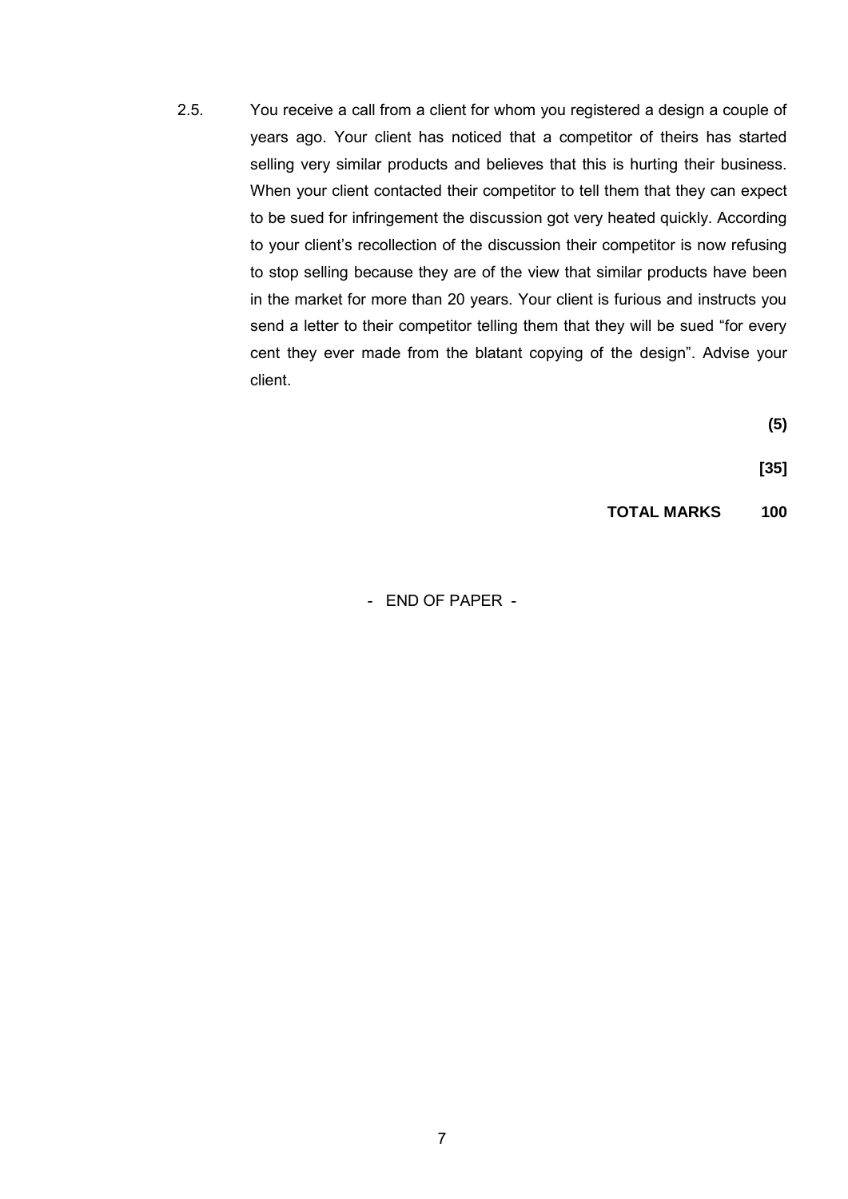2.5. You receive a call from a client for whom you registered a design a couple of years ago. Your client has noticed that a competitor of theirs has started selling very similar products and believes that this is hurting their business. When your client contacted their competitor to tell them that they can expect to be sued for infringement the discussion got very heated quickly. According to your client's recollection of the discussion their competitor is now refusing to stop selling because they are of the view that similar products have been in the market for more than 20 years. Your client is furious and instructs you send a letter to their competitor telling them that they will be sued "for every cent they ever made from the blatant copying of the design". Advise your client.

**(5)**

**[35]**

**TOTAL MARKS 100**

- END OF PAPER -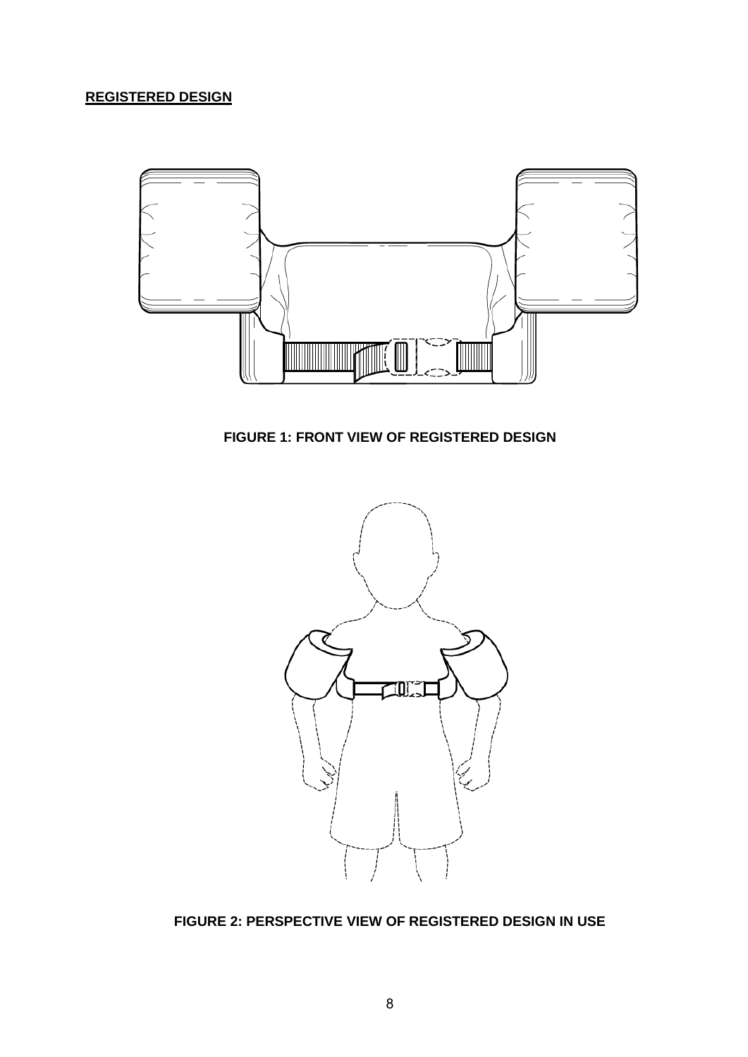**REGISTERED DESIGN**

**FIGURE 1: FRONT VIEW OF REGISTERED DESIGN**

**FIGURE 2: PERSPECTIVE VIEW OF REGISTERED DESIGN IN USE**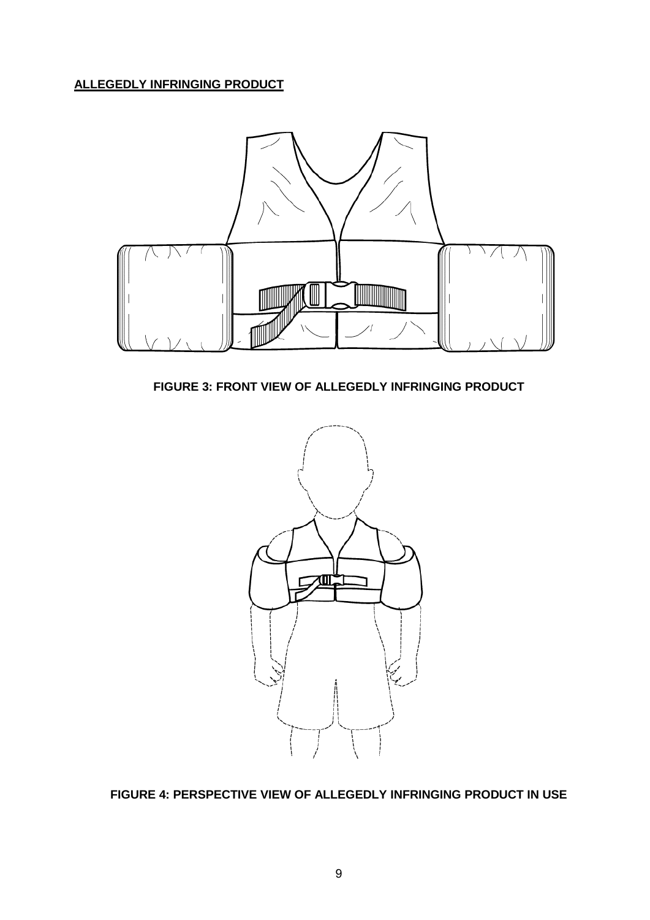**ALLEGEDLY INFRINGING PRODUCT**

**FIGURE 3: FRONT VIEW OF ALLEGEDLY INFRINGING PRODUCT**

**FIGURE 4: PERSPECTIVE VIEW OF ALLEGEDLY INFRINGING PRODUCT IN USE**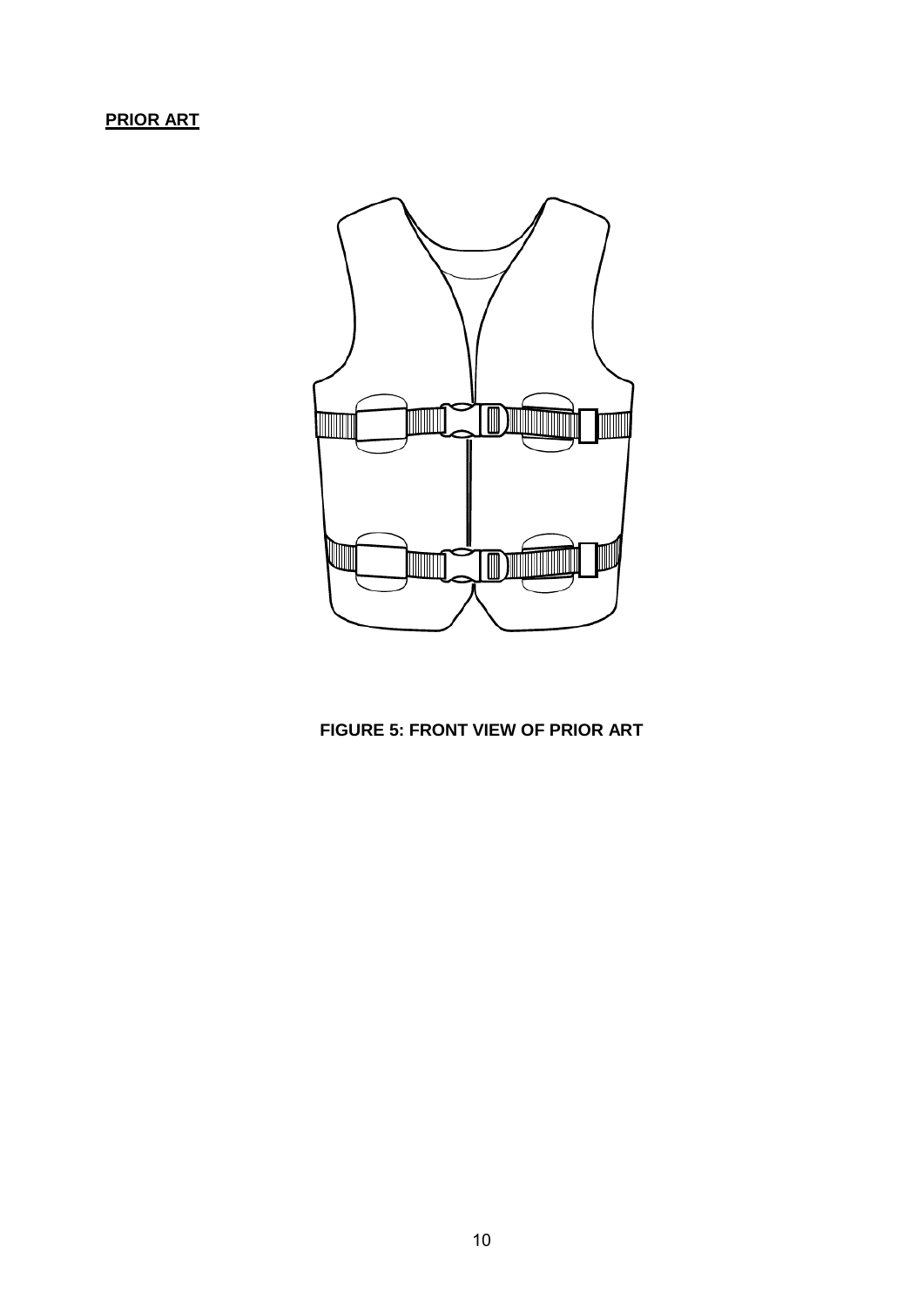**PRIOR ART**

**FIGURE 5: FRONT VIEW OF PRIOR ART**